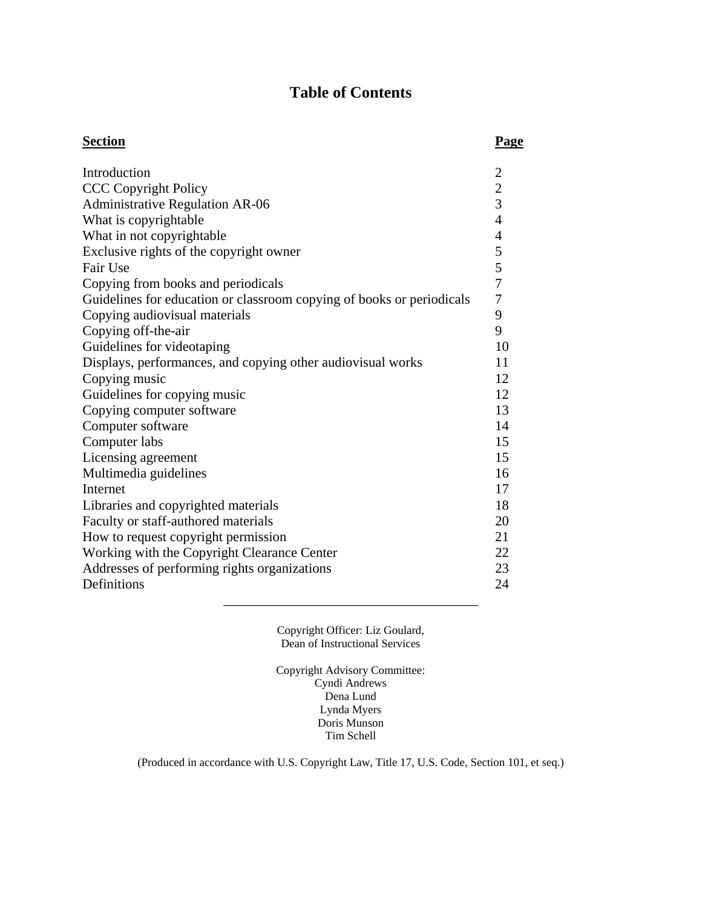# Table of Contents

| **Section** | **Page** |
| --- | --- |
| Introduction | 2 |
| CCC Copyright Policy | 2 |
| Administrative Regulation AR-06 | 3 |
| What is copyrightable | 4 |
| What in not copyrightable | 4 |
| Exclusive rights of the copyright owner | 5 |
| Fair Use | 5 |
| Copying from books and periodicals | 7 |
| Guidelines for education or classroom copying of books or periodicals | 7 |
| Copying audiovisual materials | 9 |
| Copying off-the-air | 9 |
| Guidelines for videotaping | 10 |
| Displays, performances, and copying other audiovisual works | 11 |
| Copying music | 12 |
| Guidelines for copying music | 12 |
| Copying computer software | 13 |
| Computer software | 14 |
| Computer labs | 15 |
| Licensing agreement | 15 |
| Multimedia guidelines | 16 |
| Internet | 17 |
| Libraries and copyrighted materials | 18 |
| Faculty or staff-authored materials | 20 |
| How to request copyright permission | 21 |
| Working with the Copyright Clearance Center | 22 |
| Addresses of performing rights organizations | 23 |
| Definitions | 24 |

---

Copyright Officer: Liz Goulard,
Dean of Instructional Services

Copyright Advisory Committee:
Cyndi Andrews
Dena Lund
Lynda Myers
Doris Munson
Tim Schell

(Produced in accordance with U.S. Copyright Law, Title 17, U.S. Code, Section 101, et seq.)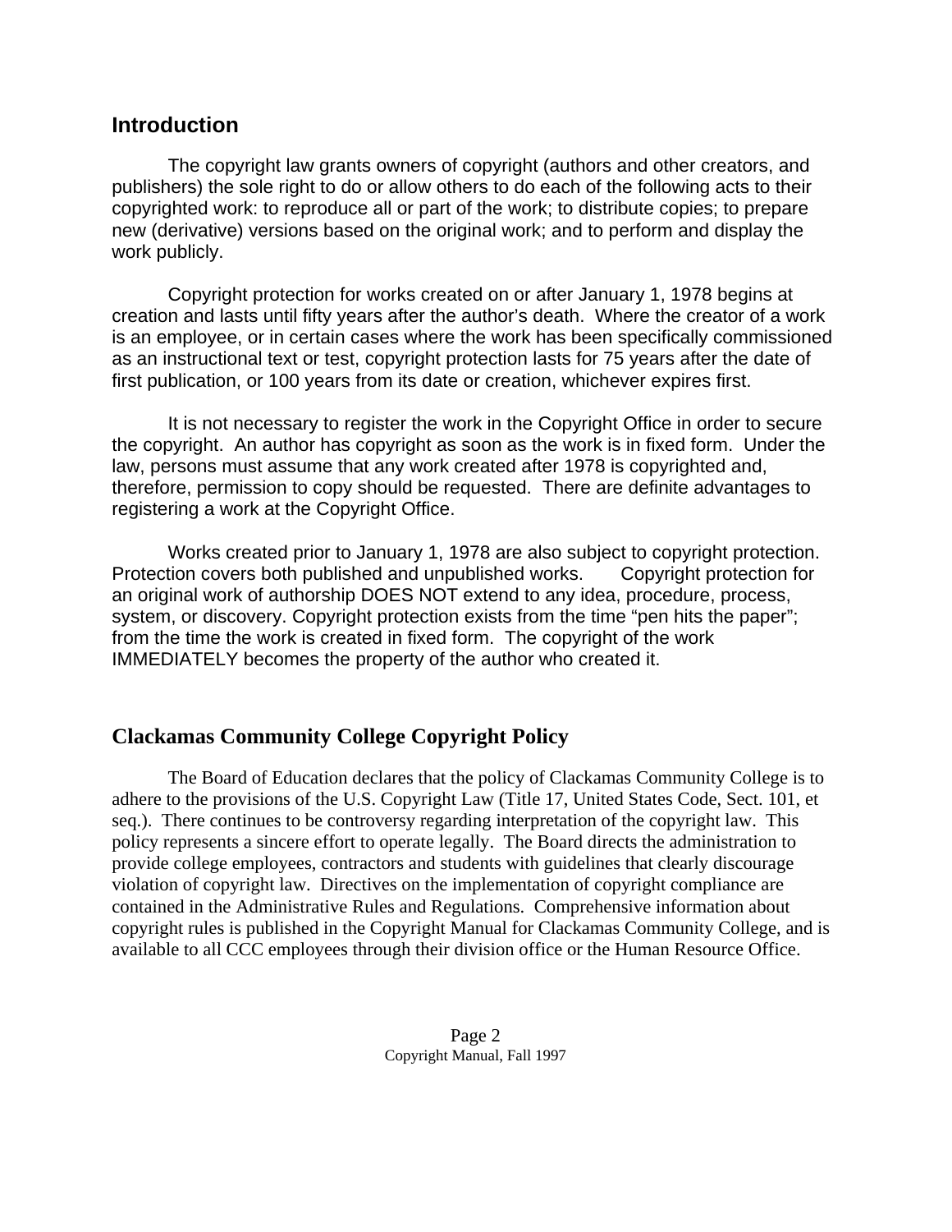## Introduction

The copyright law grants owners of copyright (authors and other creators, and publishers) the sole right to do or allow others to do each of the following acts to their copyrighted work: to reproduce all or part of the work; to distribute copies; to prepare new (derivative) versions based on the original work; and to perform and display the work publicly.

Copyright protection for works created on or after January 1, 1978 begins at creation and lasts until fifty years after the author's death. Where the creator of a work is an employee, or in certain cases where the work has been specifically commissioned as an instructional text or test, copyright protection lasts for 75 years after the date of first publication, or 100 years from its date or creation, whichever expires first.

It is not necessary to register the work in the Copyright Office in order to secure the copyright. An author has copyright as soon as the work is in fixed form. Under the law, persons must assume that any work created after 1978 is copyrighted and, therefore, permission to copy should be requested. There are definite advantages to registering a work at the Copyright Office.

Works created prior to January 1, 1978 are also subject to copyright protection. Protection covers both published and unpublished works. Copyright protection for an original work of authorship DOES NOT extend to any idea, procedure, process, system, or discovery. Copyright protection exists from the time "pen hits the paper"; from the time the work is created in fixed form. The copyright of the work IMMEDIATELY becomes the property of the author who created it.

## Clackamas Community College Copyright Policy

The Board of Education declares that the policy of Clackamas Community College is to adhere to the provisions of the U.S. Copyright Law (Title 17, United States Code, Sect. 101, et seq.). There continues to be controversy regarding interpretation of the copyright law. This policy represents a sincere effort to operate legally. The Board directs the administration to provide college employees, contractors and students with guidelines that clearly discourage violation of copyright law. Directives on the implementation of copyright compliance are contained in the Administrative Rules and Regulations. Comprehensive information about copyright rules is published in the Copyright Manual for Clackamas Community College, and is available to all CCC employees through their division office or the Human Resource Office.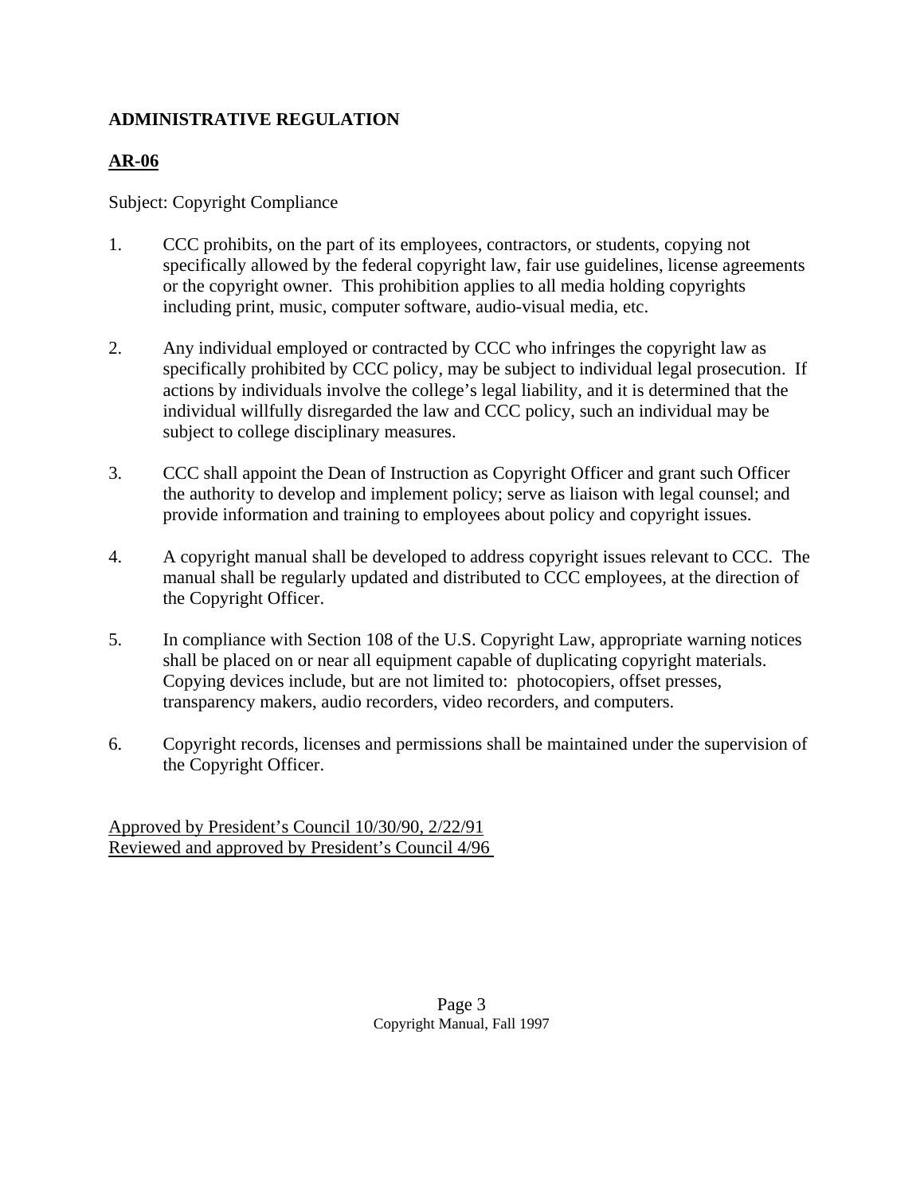**ADMINISTRATIVE REGULATION**

**AR-06**

Subject: Copyright Compliance

1. CCC prohibits, on the part of its employees, contractors, or students, copying not specifically allowed by the federal copyright law, fair use guidelines, license agreements or the copyright owner. This prohibition applies to all media holding copyrights including print, music, computer software, audio-visual media, etc.

2. Any individual employed or contracted by CCC who infringes the copyright law as specifically prohibited by CCC policy, may be subject to individual legal prosecution. If actions by individuals involve the college's legal liability, and it is determined that the individual willfully disregarded the law and CCC policy, such an individual may be subject to college disciplinary measures.

3. CCC shall appoint the Dean of Instruction as Copyright Officer and grant such Officer the authority to develop and implement policy; serve as liaison with legal counsel; and provide information and training to employees about policy and copyright issues.

4. A copyright manual shall be developed to address copyright issues relevant to CCC. The manual shall be regularly updated and distributed to CCC employees, at the direction of the Copyright Officer.

5. In compliance with Section 108 of the U.S. Copyright Law, appropriate warning notices shall be placed on or near all equipment capable of duplicating copyright materials. Copying devices include, but are not limited to: photocopiers, offset presses, transparency makers, audio recorders, video recorders, and computers.

6. Copyright records, licenses and permissions shall be maintained under the supervision of the Copyright Officer.

Approved by President's Council 10/30/90, 2/22/91
Reviewed and approved by President's Council 4/96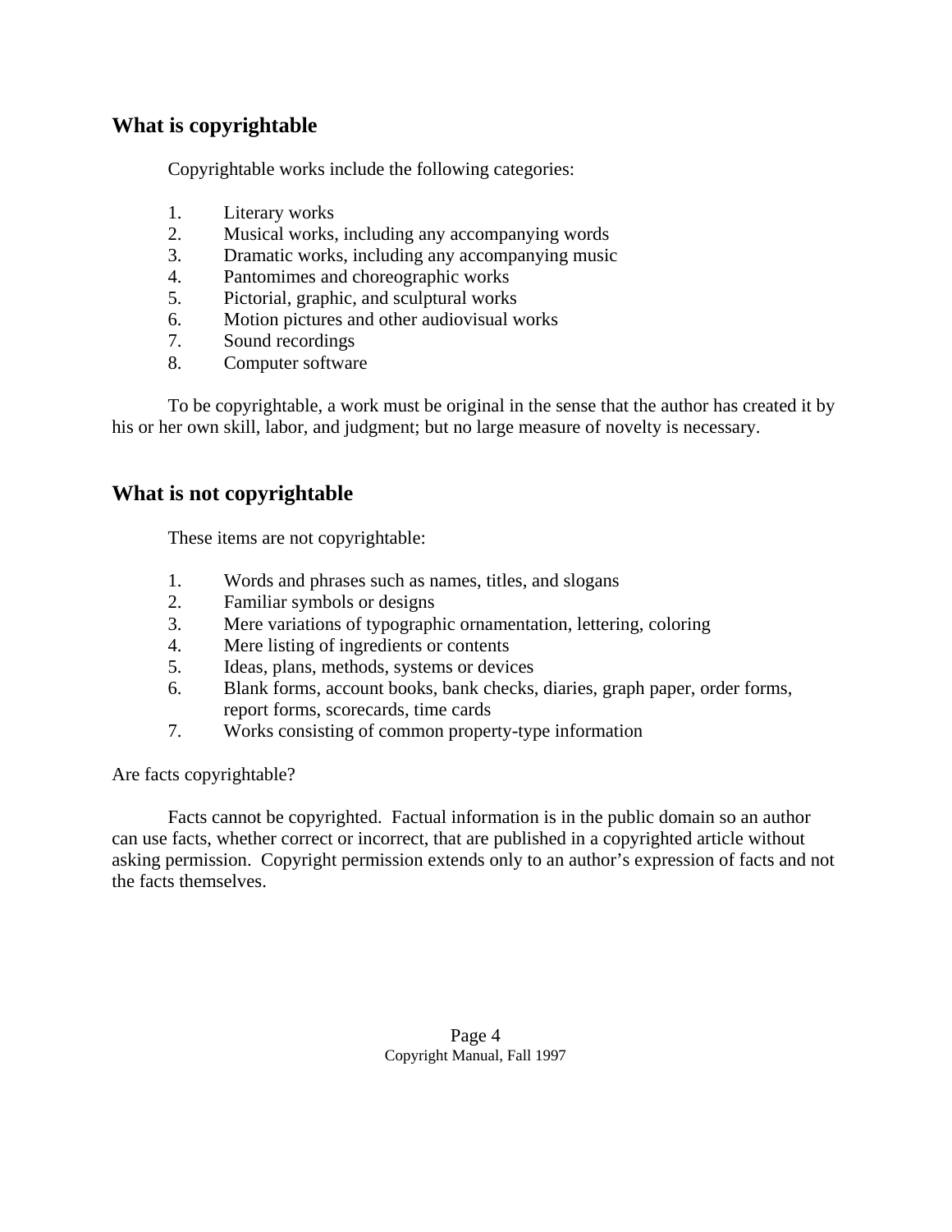## What is copyrightable

Copyrightable works include the following categories:

1. Literary works
2. Musical works, including any accompanying words
3. Dramatic works, including any accompanying music
4. Pantomimes and choreographic works
5. Pictorial, graphic, and sculptural works
6. Motion pictures and other audiovisual works
7. Sound recordings
8. Computer software

To be copyrightable, a work must be original in the sense that the author has created it by his or her own skill, labor, and judgment; but no large measure of novelty is necessary.

## What is not copyrightable

These items are not copyrightable:

1. Words and phrases such as names, titles, and slogans
2. Familiar symbols or designs
3. Mere variations of typographic ornamentation, lettering, coloring
4. Mere listing of ingredients or contents
5. Ideas, plans, methods, systems or devices
6. Blank forms, account books, bank checks, diaries, graph paper, order forms, report forms, scorecards, time cards
7. Works consisting of common property-type information

Are facts copyrightable?

Facts cannot be copyrighted. Factual information is in the public domain so an author can use facts, whether correct or incorrect, that are published in a copyrighted article without asking permission. Copyright permission extends only to an author's expression of facts and not the facts themselves.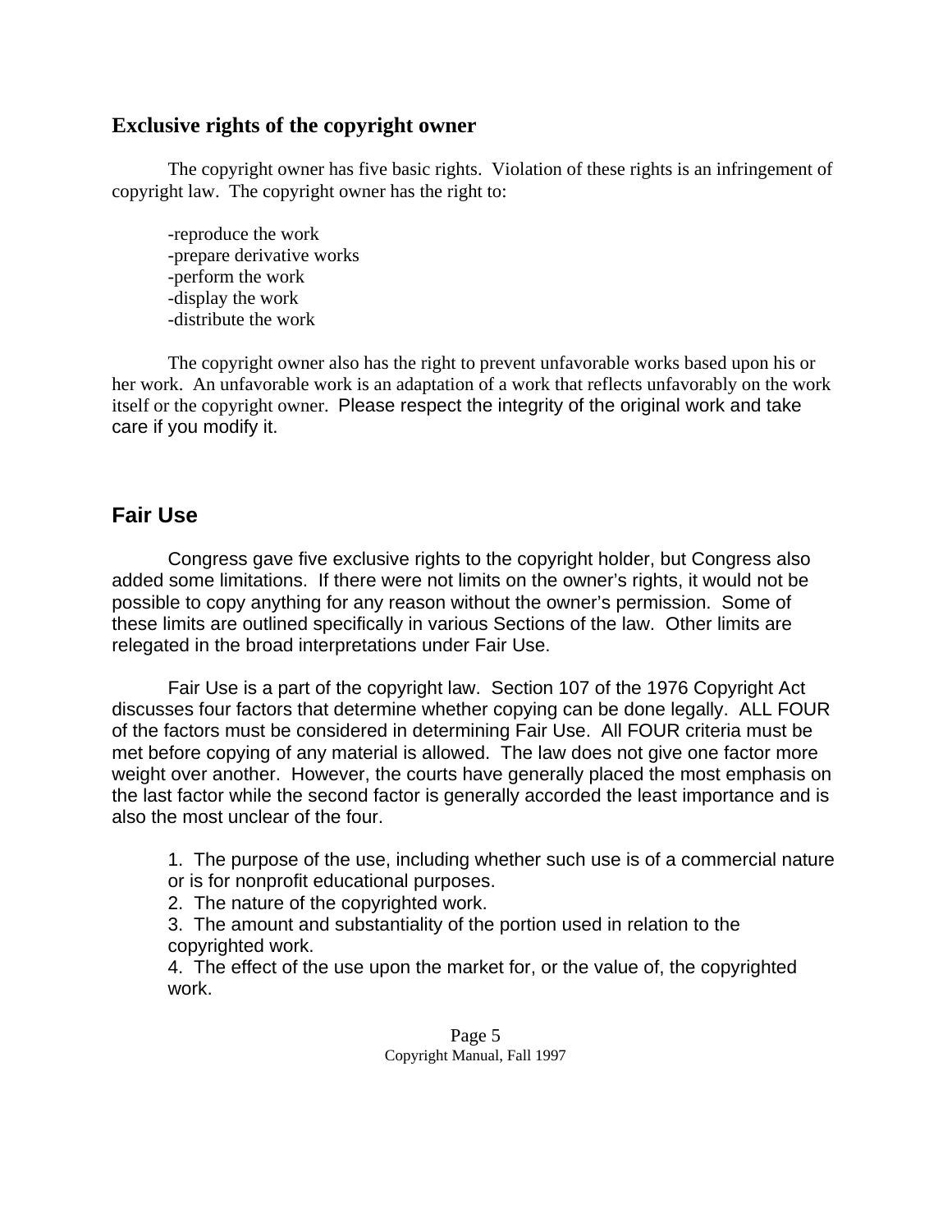## Exclusive rights of the copyright owner

The copyright owner has five basic rights. Violation of these rights is an infringement of copyright law. The copyright owner has the right to:

-reproduce the work
-prepare derivative works
-perform the work
-display the work
-distribute the work

The copyright owner also has the right to prevent unfavorable works based upon his or her work. An unfavorable work is an adaptation of a work that reflects unfavorably on the work itself or the copyright owner. Please respect the integrity of the original work and take care if you modify it.

## Fair Use

Congress gave five exclusive rights to the copyright holder, but Congress also added some limitations. If there were not limits on the owner's rights, it would not be possible to copy anything for any reason without the owner's permission. Some of these limits are outlined specifically in various Sections of the law. Other limits are relegated in the broad interpretations under Fair Use.

Fair Use is a part of the copyright law. Section 107 of the 1976 Copyright Act discusses four factors that determine whether copying can be done legally. ALL FOUR of the factors must be considered in determining Fair Use. All FOUR criteria must be met before copying of any material is allowed. The law does not give one factor more weight over another. However, the courts have generally placed the most emphasis on the last factor while the second factor is generally accorded the least importance and is also the most unclear of the four.

1. The purpose of the use, including whether such use is of a commercial nature or is for nonprofit educational purposes.
2. The nature of the copyrighted work.
3. The amount and substantiality of the portion used in relation to the copyrighted work.
4. The effect of the use upon the market for, or the value of, the copyrighted work.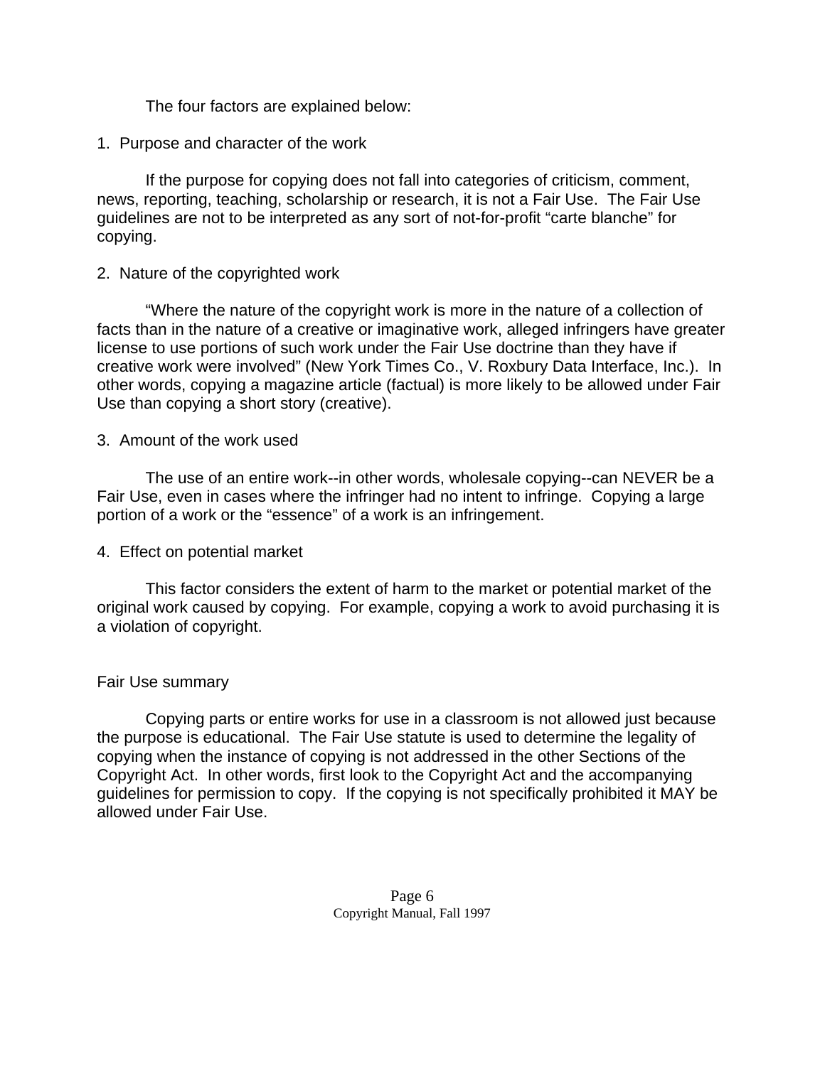The four factors are explained below:

1. Purpose and character of the work

If the purpose for copying does not fall into categories of criticism, comment, news, reporting, teaching, scholarship or research, it is not a Fair Use. The Fair Use guidelines are not to be interpreted as any sort of not-for-profit "carte blanche" for copying.

2. Nature of the copyrighted work

"Where the nature of the copyright work is more in the nature of a collection of facts than in the nature of a creative or imaginative work, alleged infringers have greater license to use portions of such work under the Fair Use doctrine than they have if creative work were involved" (New York Times Co., V. Roxbury Data Interface, Inc.). In other words, copying a magazine article (factual) is more likely to be allowed under Fair Use than copying a short story (creative).

3. Amount of the work used

The use of an entire work--in other words, wholesale copying--can NEVER be a Fair Use, even in cases where the infringer had no intent to infringe. Copying a large portion of a work or the "essence" of a work is an infringement.

4. Effect on potential market

This factor considers the extent of harm to the market or potential market of the original work caused by copying. For example, copying a work to avoid purchasing it is a violation of copyright.

Fair Use summary

Copying parts or entire works for use in a classroom is not allowed just because the purpose is educational. The Fair Use statute is used to determine the legality of copying when the instance of copying is not addressed in the other Sections of the Copyright Act. In other words, first look to the Copyright Act and the accompanying guidelines for permission to copy. If the copying is not specifically prohibited it MAY be allowed under Fair Use.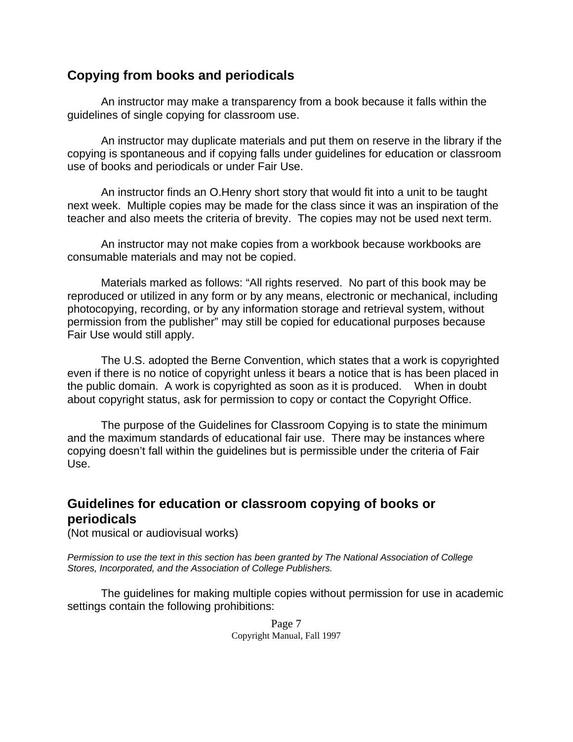## Copying from books and periodicals

An instructor may make a transparency from a book because it falls within the guidelines of single copying for classroom use.

An instructor may duplicate materials and put them on reserve in the library if the copying is spontaneous and if copying falls under guidelines for education or classroom use of books and periodicals or under Fair Use.

An instructor finds an O.Henry short story that would fit into a unit to be taught next week. Multiple copies may be made for the class since it was an inspiration of the teacher and also meets the criteria of brevity. The copies may not be used next term.

An instructor may not make copies from a workbook because workbooks are consumable materials and may not be copied.

Materials marked as follows: “All rights reserved. No part of this book may be reproduced or utilized in any form or by any means, electronic or mechanical, including photocopying, recording, or by any information storage and retrieval system, without permission from the publisher” may still be copied for educational purposes because Fair Use would still apply.

The U.S. adopted the Berne Convention, which states that a work is copyrighted even if there is no notice of copyright unless it bears a notice that is has been placed in the public domain. A work is copyrighted as soon as it is produced. When in doubt about copyright status, ask for permission to copy or contact the Copyright Office.

The purpose of the Guidelines for Classroom Copying is to state the minimum and the maximum standards of educational fair use. There may be instances where copying doesn’t fall within the guidelines but is permissible under the criteria of Fair Use.

## Guidelines for education or classroom copying of books or periodicals

(Not musical or audiovisual works)

*Permission to use the text in this section has been granted by The National Association of College Stores, Incorporated, and the Association of College Publishers.*

The guidelines for making multiple copies without permission for use in academic settings contain the following prohibitions: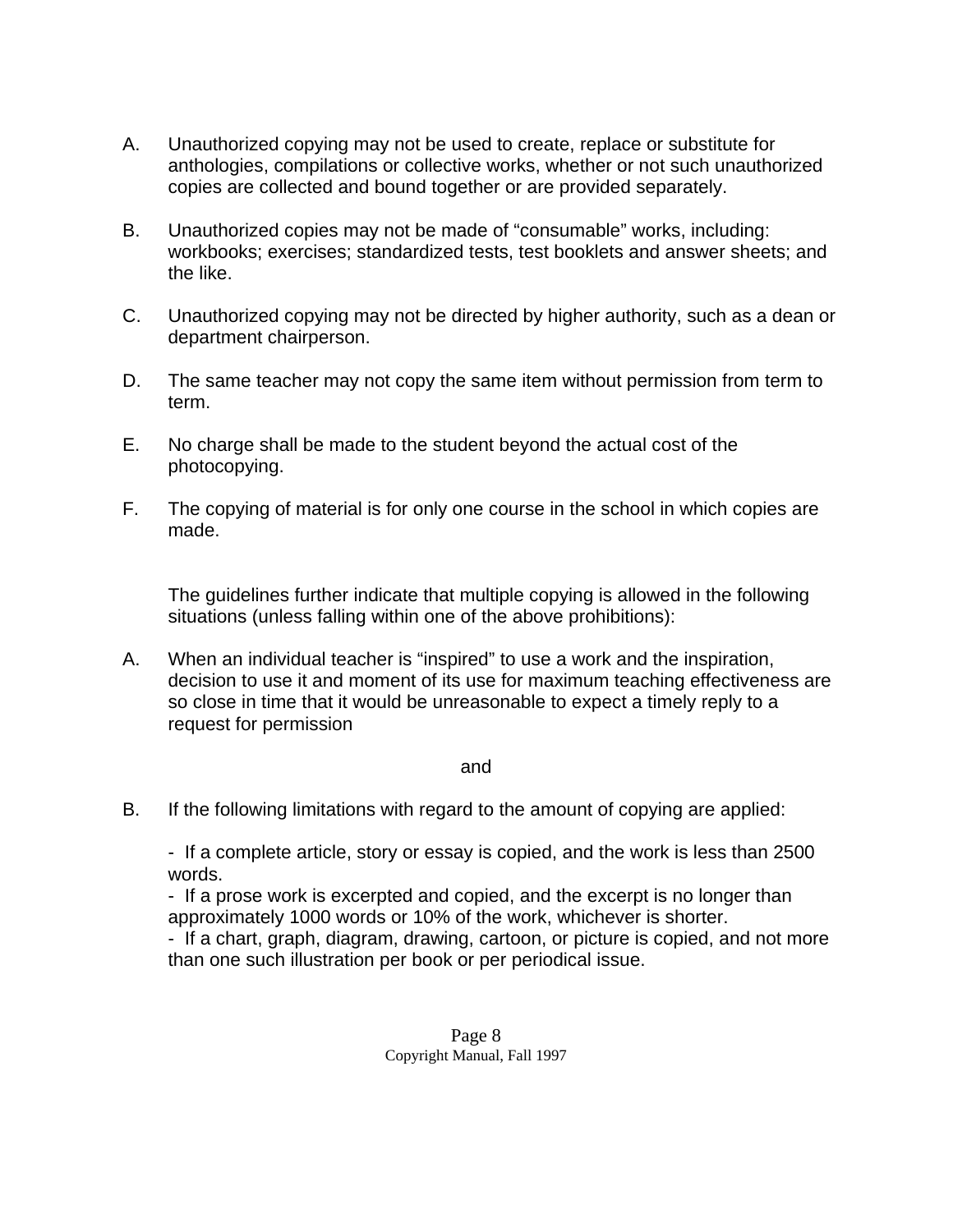A. Unauthorized copying may not be used to create, replace or substitute for anthologies, compilations or collective works, whether or not such unauthorized copies are collected and bound together or are provided separately.

B. Unauthorized copies may not be made of "consumable" works, including: workbooks; exercises; standardized tests, test booklets and answer sheets; and the like.

C. Unauthorized copying may not be directed by higher authority, such as a dean or department chairperson.

D. The same teacher may not copy the same item without permission from term to term.

E. No charge shall be made to the student beyond the actual cost of the photocopying.

F. The copying of material is for only one course in the school in which copies are made.

The guidelines further indicate that multiple copying is allowed in the following situations (unless falling within one of the above prohibitions):

A. When an individual teacher is "inspired" to use a work and the inspiration, decision to use it and moment of its use for maximum teaching effectiveness are so close in time that it would be unreasonable to expect a timely reply to a request for permission

and

B. If the following limitations with regard to the amount of copying are applied:

- If a complete article, story or essay is copied, and the work is less than 2500 words.
- If a prose work is excerpted and copied, and the excerpt is no longer than approximately 1000 words or 10% of the work, whichever is shorter.
- If a chart, graph, diagram, drawing, cartoon, or picture is copied, and not more than one such illustration per book or per periodical issue.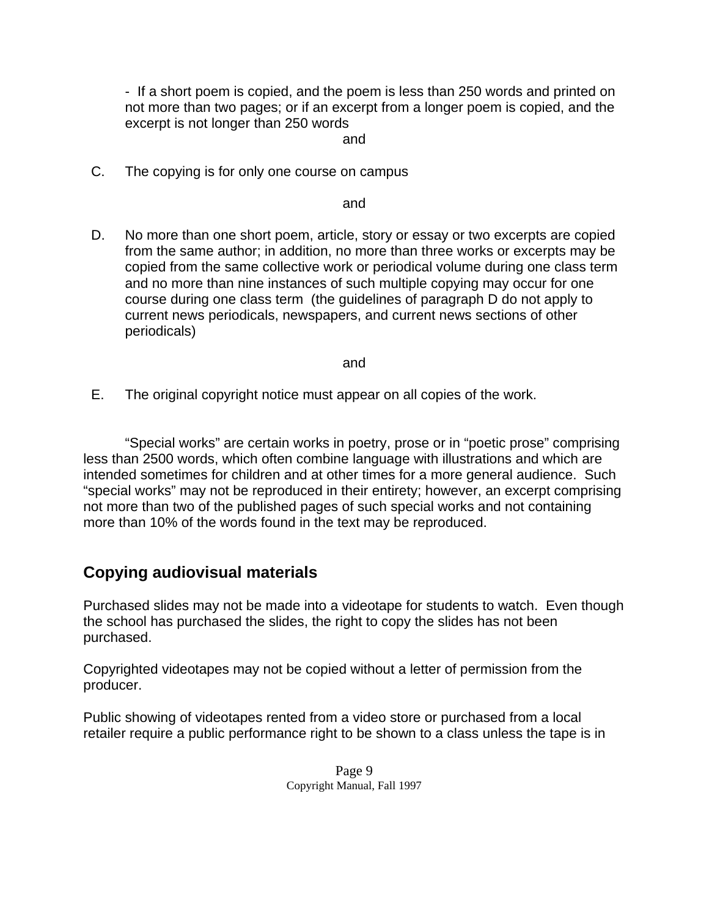- If a short poem is copied, and the poem is less than 250 words and printed on not more than two pages; or if an excerpt from a longer poem is copied, and the excerpt is not longer than 250 words

and

C. The copying is for only one course on campus

and

D. No more than one short poem, article, story or essay or two excerpts are copied from the same author; in addition, no more than three works or excerpts may be copied from the same collective work or periodical volume during one class term and no more than nine instances of such multiple copying may occur for one course during one class term (the guidelines of paragraph D do not apply to current news periodicals, newspapers, and current news sections of other periodicals)

and

E. The original copyright notice must appear on all copies of the work.

"Special works" are certain works in poetry, prose or in "poetic prose" comprising less than 2500 words, which often combine language with illustrations and which are intended sometimes for children and at other times for a more general audience. Such "special works" may not be reproduced in their entirety; however, an excerpt comprising not more than two of the published pages of such special works and not containing more than 10% of the words found in the text may be reproduced.

## Copying audiovisual materials

Purchased slides may not be made into a videotape for students to watch. Even though the school has purchased the slides, the right to copy the slides has not been purchased.

Copyrighted videotapes may not be copied without a letter of permission from the producer.

Public showing of videotapes rented from a video store or purchased from a local retailer require a public performance right to be shown to a class unless the tape is in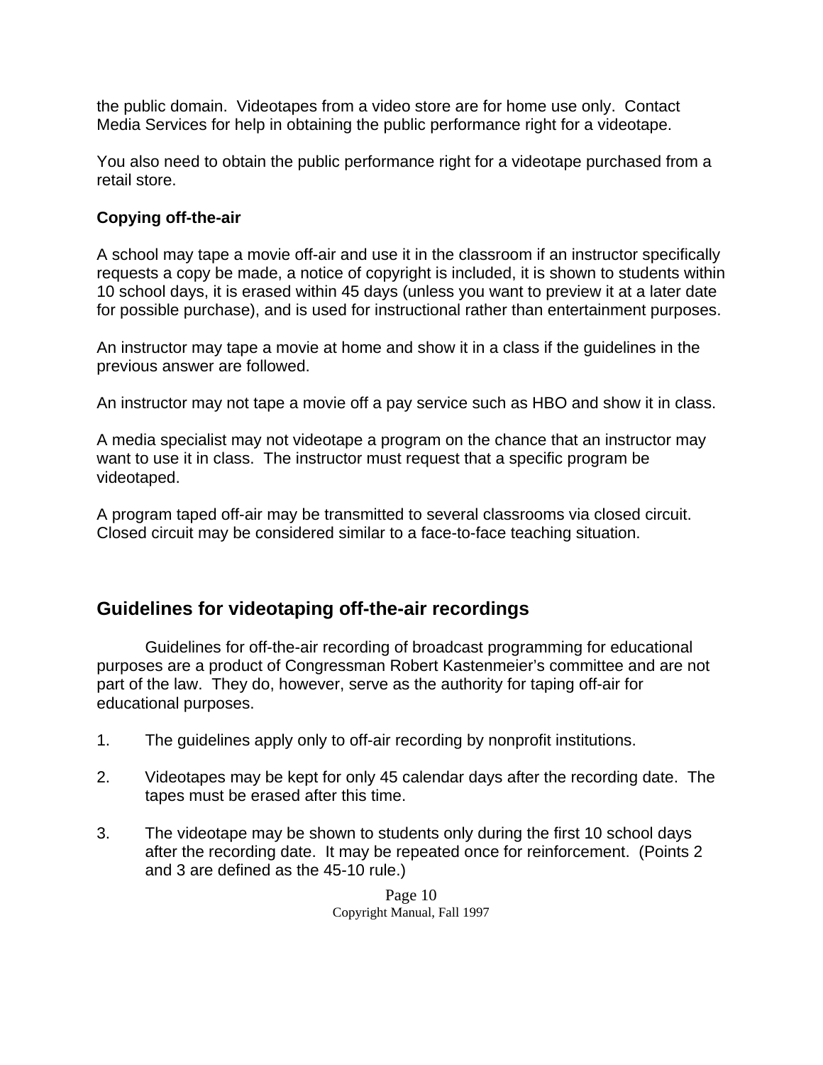the public domain. Videotapes from a video store are for home use only. Contact Media Services for help in obtaining the public performance right for a videotape.

You also need to obtain the public performance right for a videotape purchased from a retail store.

**Copying off-the-air**

A school may tape a movie off-air and use it in the classroom if an instructor specifically requests a copy be made, a notice of copyright is included, it is shown to students within 10 school days, it is erased within 45 days (unless you want to preview it at a later date for possible purchase), and is used for instructional rather than entertainment purposes.

An instructor may tape a movie at home and show it in a class if the guidelines in the previous answer are followed.

An instructor may not tape a movie off a pay service such as HBO and show it in class.

A media specialist may not videotape a program on the chance that an instructor may want to use it in class. The instructor must request that a specific program be videotaped.

A program taped off-air may be transmitted to several classrooms via closed circuit. Closed circuit may be considered similar to a face-to-face teaching situation.

## Guidelines for videotaping off-the-air recordings

Guidelines for off-the-air recording of broadcast programming for educational purposes are a product of Congressman Robert Kastenmeier's committee and are not part of the law. They do, however, serve as the authority for taping off-air for educational purposes.

1. The guidelines apply only to off-air recording by nonprofit institutions.

2. Videotapes may be kept for only 45 calendar days after the recording date. The tapes must be erased after this time.

3. The videotape may be shown to students only during the first 10 school days after the recording date. It may be repeated once for reinforcement. (Points 2 and 3 are defined as the 45-10 rule.)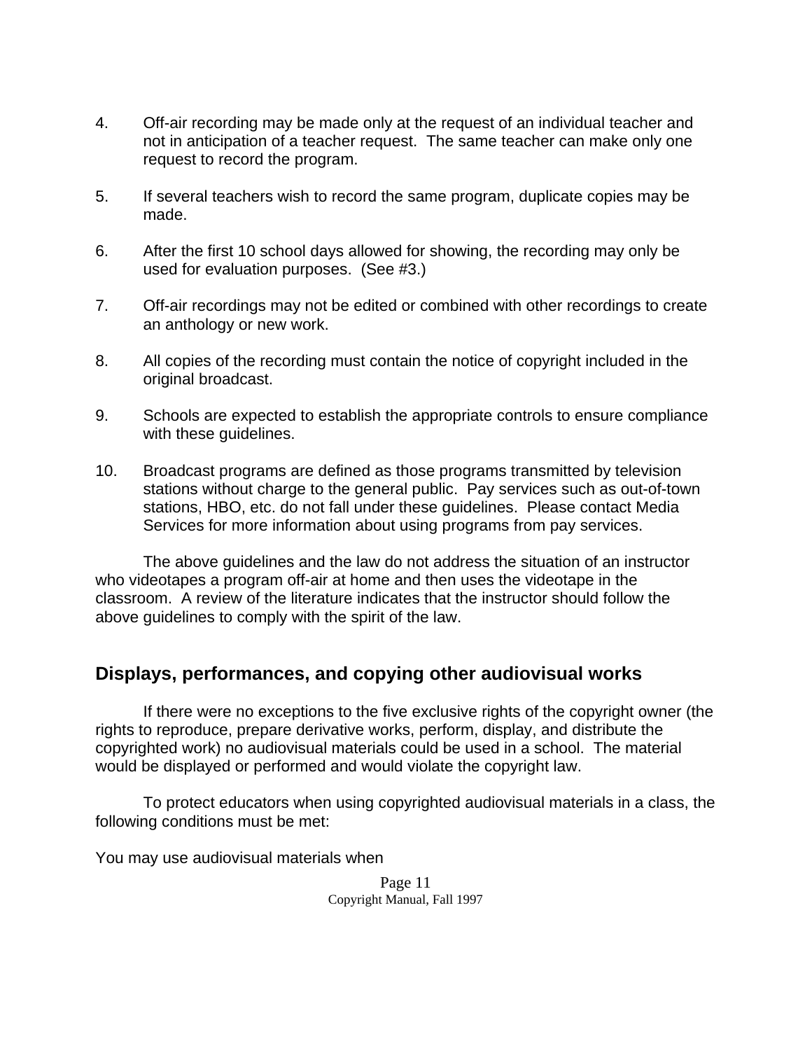4. Off-air recording may be made only at the request of an individual teacher and not in anticipation of a teacher request. The same teacher can make only one request to record the program.

5. If several teachers wish to record the same program, duplicate copies may be made.

6. After the first 10 school days allowed for showing, the recording may only be used for evaluation purposes. (See #3.)

7. Off-air recordings may not be edited or combined with other recordings to create an anthology or new work.

8. All copies of the recording must contain the notice of copyright included in the original broadcast.

9. Schools are expected to establish the appropriate controls to ensure compliance with these guidelines.

10. Broadcast programs are defined as those programs transmitted by television stations without charge to the general public. Pay services such as out-of-town stations, HBO, etc. do not fall under these guidelines. Please contact Media Services for more information about using programs from pay services.

The above guidelines and the law do not address the situation of an instructor who videotapes a program off-air at home and then uses the videotape in the classroom. A review of the literature indicates that the instructor should follow the above guidelines to comply with the spirit of the law.

## Displays, performances, and copying other audiovisual works

If there were no exceptions to the five exclusive rights of the copyright owner (the rights to reproduce, prepare derivative works, perform, display, and distribute the copyrighted work) no audiovisual materials could be used in a school. The material would be displayed or performed and would violate the copyright law.

To protect educators when using copyrighted audiovisual materials in a class, the following conditions must be met:

You may use audiovisual materials when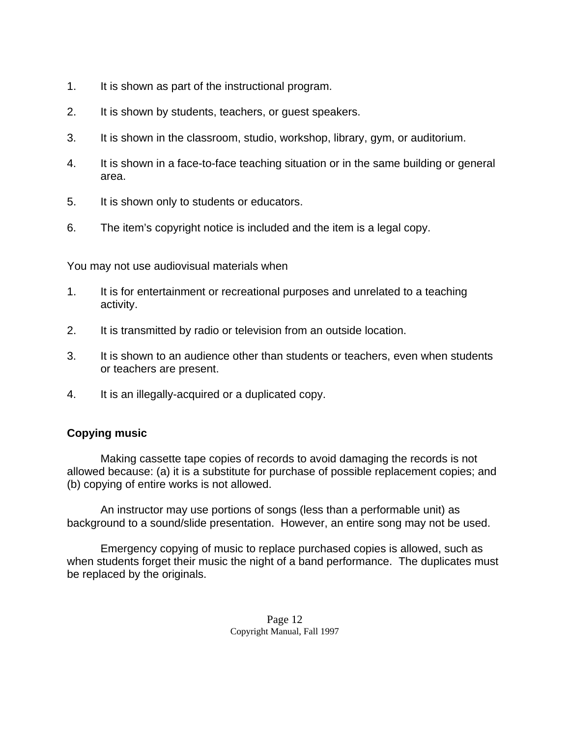1. It is shown as part of the instructional program.

2. It is shown by students, teachers, or guest speakers.

3. It is shown in the classroom, studio, workshop, library, gym, or auditorium.

4. It is shown in a face-to-face teaching situation or in the same building or general area.

5. It is shown only to students or educators.

6. The item's copyright notice is included and the item is a legal copy.

You may not use audiovisual materials when

1. It is for entertainment or recreational purposes and unrelated to a teaching activity.

2. It is transmitted by radio or television from an outside location.

3. It is shown to an audience other than students or teachers, even when students or teachers are present.

4. It is an illegally-acquired or a duplicated copy.

**Copying music**

Making cassette tape copies of records to avoid damaging the records is not allowed because: (a) it is a substitute for purchase of possible replacement copies; and (b) copying of entire works is not allowed.

An instructor may use portions of songs (less than a performable unit) as background to a sound/slide presentation. However, an entire song may not be used.

Emergency copying of music to replace purchased copies is allowed, such as when students forget their music the night of a band performance. The duplicates must be replaced by the originals.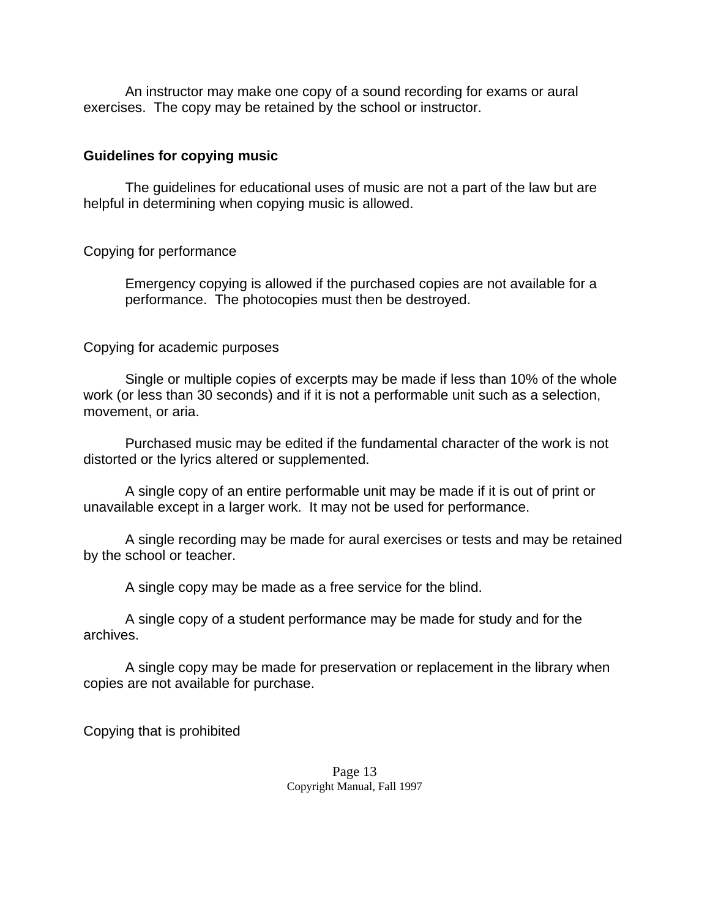An instructor may make one copy of a sound recording for exams or aural exercises. The copy may be retained by the school or instructor.

### Guidelines for copying music

The guidelines for educational uses of music are not a part of the law but are helpful in determining when copying music is allowed.

#### Copying for performance

Emergency copying is allowed if the purchased copies are not available for a performance. The photocopies must then be destroyed.

#### Copying for academic purposes

Single or multiple copies of excerpts may be made if less than 10% of the whole work (or less than 30 seconds) and if it is not a performable unit such as a selection, movement, or aria.

Purchased music may be edited if the fundamental character of the work is not distorted or the lyrics altered or supplemented.

A single copy of an entire performable unit may be made if it is out of print or unavailable except in a larger work. It may not be used for performance.

A single recording may be made for aural exercises or tests and may be retained by the school or teacher.

A single copy may be made as a free service for the blind.

A single copy of a student performance may be made for study and for the archives.

A single copy may be made for preservation or replacement in the library when copies are not available for purchase.

#### Copying that is prohibited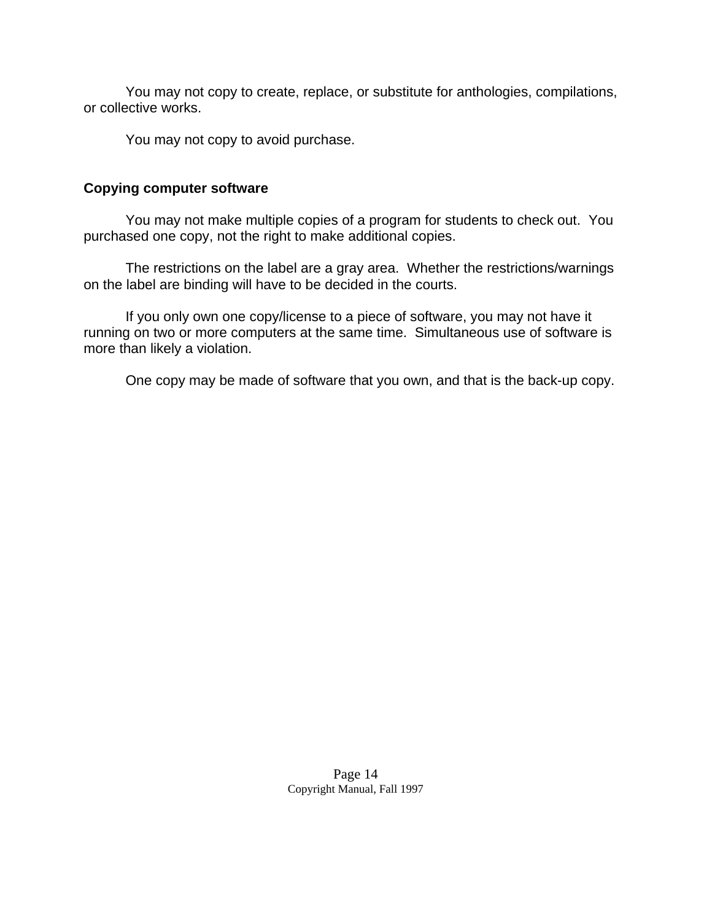You may not copy to create, replace, or substitute for anthologies, compilations, or collective works.

You may not copy to avoid purchase.

### Copying computer software

You may not make multiple copies of a program for students to check out.  You purchased one copy, not the right to make additional copies.

The restrictions on the label are a gray area.  Whether the restrictions/warnings on the label are binding will have to be decided in the courts.

If you only own one copy/license to a piece of software, you may not have it running on two or more computers at the same time.  Simultaneous use of software is more than likely a violation.

One copy may be made of software that you own, and that is the back-up copy.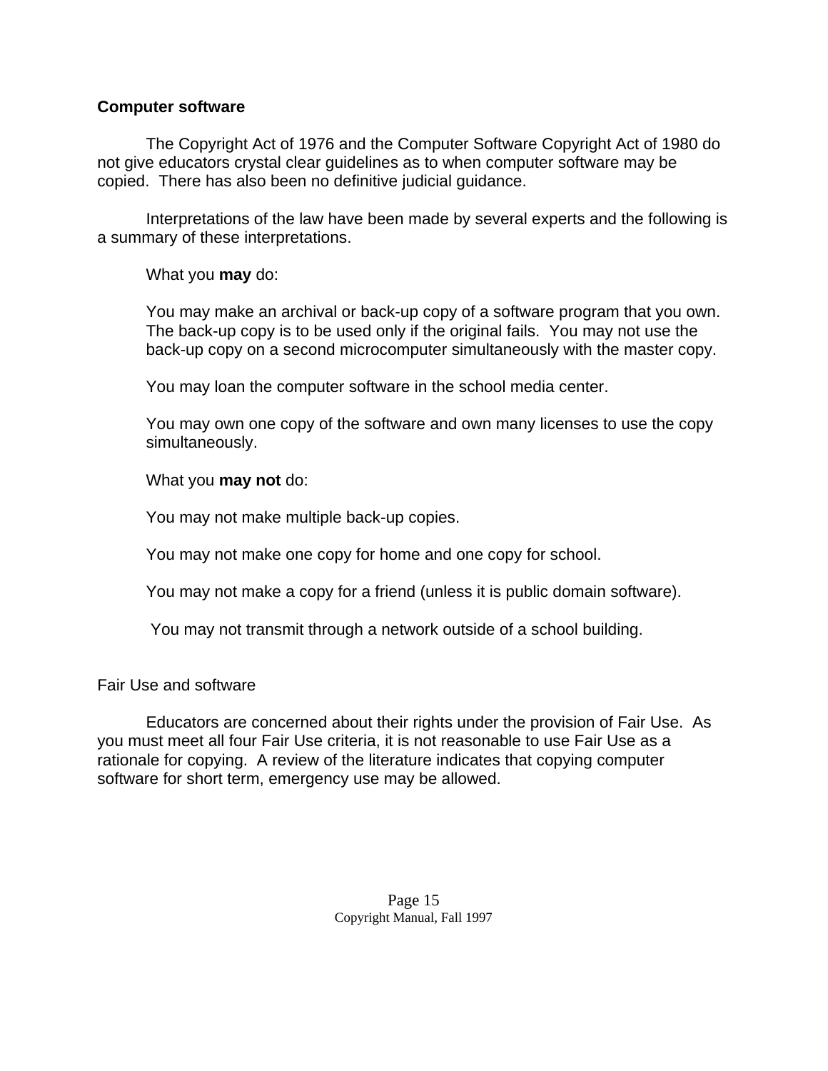## Computer software

The Copyright Act of 1976 and the Computer Software Copyright Act of 1980 do not give educators crystal clear guidelines as to when computer software may be copied. There has also been no definitive judicial guidance.

Interpretations of the law have been made by several experts and the following is a summary of these interpretations.

What you **may** do:

You may make an archival or back-up copy of a software program that you own. The back-up copy is to be used only if the original fails. You may not use the back-up copy on a second microcomputer simultaneously with the master copy.

You may loan the computer software in the school media center.

You may own one copy of the software and own many licenses to use the copy simultaneously.

What you **may not** do:

You may not make multiple back-up copies.

You may not make one copy for home and one copy for school.

You may not make a copy for a friend (unless it is public domain software).

You may not transmit through a network outside of a school building.

Fair Use and software

Educators are concerned about their rights under the provision of Fair Use. As you must meet all four Fair Use criteria, it is not reasonable to use Fair Use as a rationale for copying. A review of the literature indicates that copying computer software for short term, emergency use may be allowed.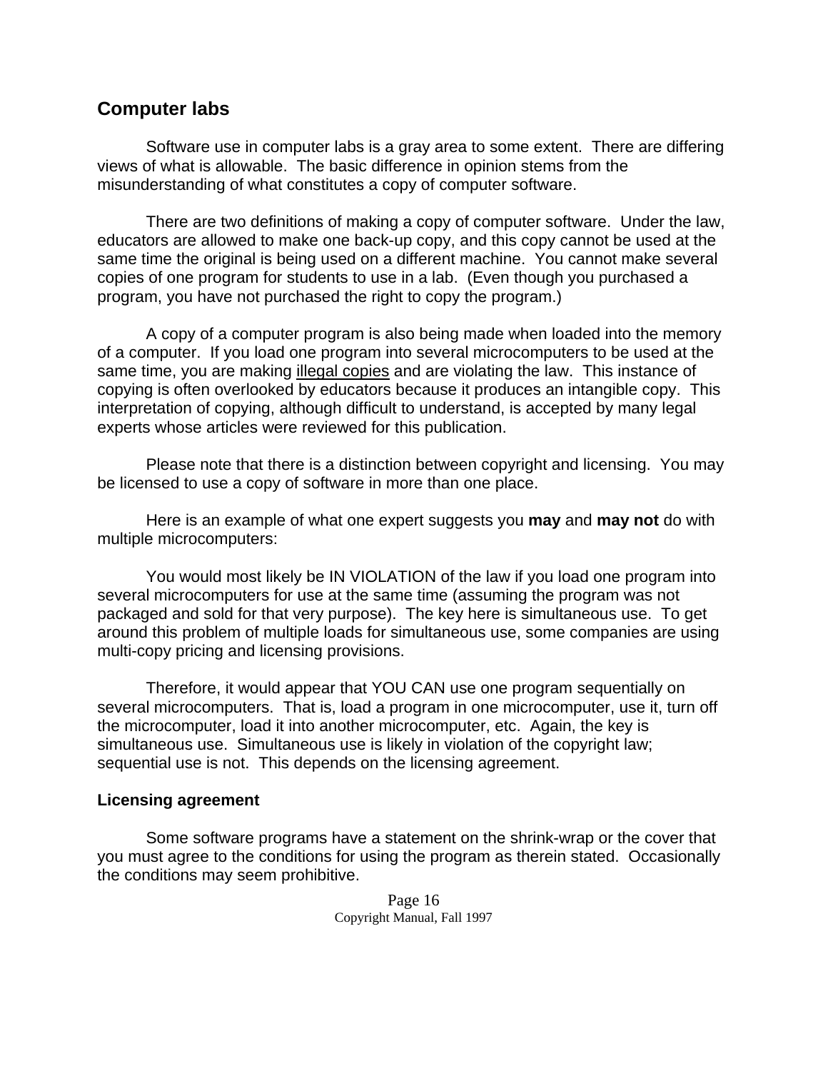## Computer labs

Software use in computer labs is a gray area to some extent. There are differing views of what is allowable. The basic difference in opinion stems from the misunderstanding of what constitutes a copy of computer software.

There are two definitions of making a copy of computer software. Under the law, educators are allowed to make one back-up copy, and this copy cannot be used at the same time the original is being used on a different machine. You cannot make several copies of one program for students to use in a lab. (Even though you purchased a program, you have not purchased the right to copy the program.)

A copy of a computer program is also being made when loaded into the memory of a computer. If you load one program into several microcomputers to be used at the same time, you are making <u>illegal copies</u> and are violating the law. This instance of copying is often overlooked by educators because it produces an intangible copy. This interpretation of copying, although difficult to understand, is accepted by many legal experts whose articles were reviewed for this publication.

Please note that there is a distinction between copyright and licensing. You may be licensed to use a copy of software in more than one place.

Here is an example of what one expert suggests you **may** and **may not** do with multiple microcomputers:

You would most likely be IN VIOLATION of the law if you load one program into several microcomputers for use at the same time (assuming the program was not packaged and sold for that very purpose). The key here is simultaneous use. To get around this problem of multiple loads for simultaneous use, some companies are using multi-copy pricing and licensing provisions.

Therefore, it would appear that YOU CAN use one program sequentially on several microcomputers. That is, load a program in one microcomputer, use it, turn off the microcomputer, load it into another microcomputer, etc. Again, the key is simultaneous use. Simultaneous use is likely in violation of the copyright law; sequential use is not. This depends on the licensing agreement.

### Licensing agreement

Some software programs have a statement on the shrink-wrap or the cover that you must agree to the conditions for using the program as therein stated. Occasionally the conditions may seem prohibitive.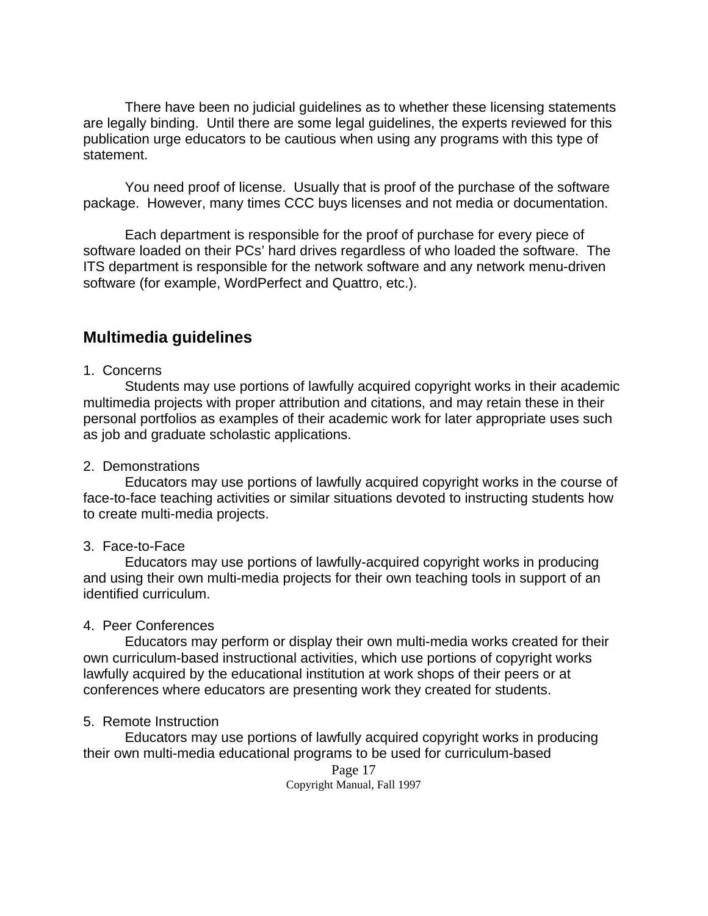There have been no judicial guidelines as to whether these licensing statements are legally binding. Until there are some legal guidelines, the experts reviewed for this publication urge educators to be cautious when using any programs with this type of statement.

You need proof of license. Usually that is proof of the purchase of the software package. However, many times CCC buys licenses and not media or documentation.

Each department is responsible for the proof of purchase for every piece of software loaded on their PCs' hard drives regardless of who loaded the software. The ITS department is responsible for the network software and any network menu-driven software (for example, WordPerfect and Quattro, etc.).

## Multimedia guidelines

1. Concerns

Students may use portions of lawfully acquired copyright works in their academic multimedia projects with proper attribution and citations, and may retain these in their personal portfolios as examples of their academic work for later appropriate uses such as job and graduate scholastic applications.

2. Demonstrations

Educators may use portions of lawfully acquired copyright works in the course of face-to-face teaching activities or similar situations devoted to instructing students how to create multi-media projects.

3. Face-to-Face

Educators may use portions of lawfully-acquired copyright works in producing and using their own multi-media projects for their own teaching tools in support of an identified curriculum.

4. Peer Conferences

Educators may perform or display their own multi-media works created for their own curriculum-based instructional activities, which use portions of copyright works lawfully acquired by the educational institution at work shops of their peers or at conferences where educators are presenting work they created for students.

5. Remote Instruction

Educators may use portions of lawfully acquired copyright works in producing their own multi-media educational programs to be used for curriculum-based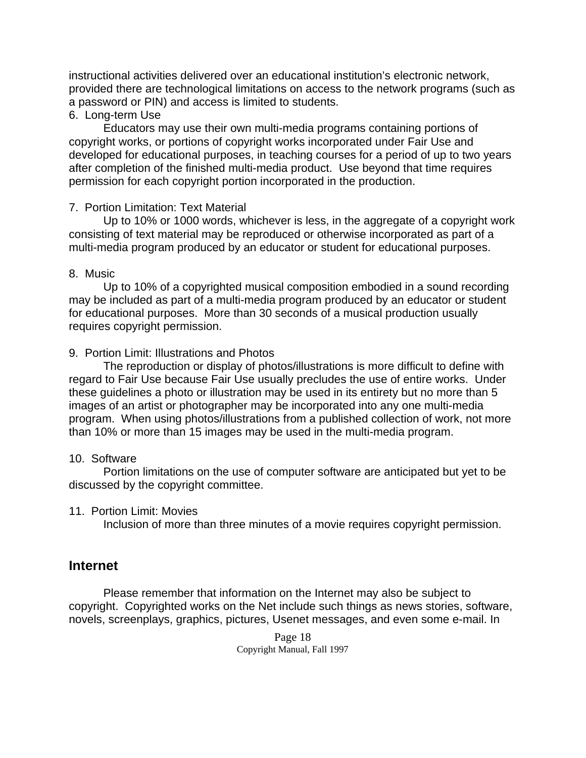instructional activities delivered over an educational institution's electronic network, provided there are technological limitations on access to the network programs (such as a password or PIN) and access is limited to students.

6. Long-term Use

Educators may use their own multi-media programs containing portions of copyright works, or portions of copyright works incorporated under Fair Use and developed for educational purposes, in teaching courses for a period of up to two years after completion of the finished multi-media product. Use beyond that time requires permission for each copyright portion incorporated in the production.

7. Portion Limitation: Text Material

Up to 10% or 1000 words, whichever is less, in the aggregate of a copyright work consisting of text material may be reproduced or otherwise incorporated as part of a multi-media program produced by an educator or student for educational purposes.

8. Music

Up to 10% of a copyrighted musical composition embodied in a sound recording may be included as part of a multi-media program produced by an educator or student for educational purposes. More than 30 seconds of a musical production usually requires copyright permission.

9. Portion Limit: Illustrations and Photos

The reproduction or display of photos/illustrations is more difficult to define with regard to Fair Use because Fair Use usually precludes the use of entire works. Under these guidelines a photo or illustration may be used in its entirety but no more than 5 images of an artist or photographer may be incorporated into any one multi-media program. When using photos/illustrations from a published collection of work, not more than 10% or more than 15 images may be used in the multi-media program.

10. Software

Portion limitations on the use of computer software are anticipated but yet to be discussed by the copyright committee.

11. Portion Limit: Movies

Inclusion of more than three minutes of a movie requires copyright permission.

## Internet

Please remember that information on the Internet may also be subject to copyright. Copyrighted works on the Net include such things as news stories, software, novels, screenplays, graphics, pictures, Usenet messages, and even some e-mail. In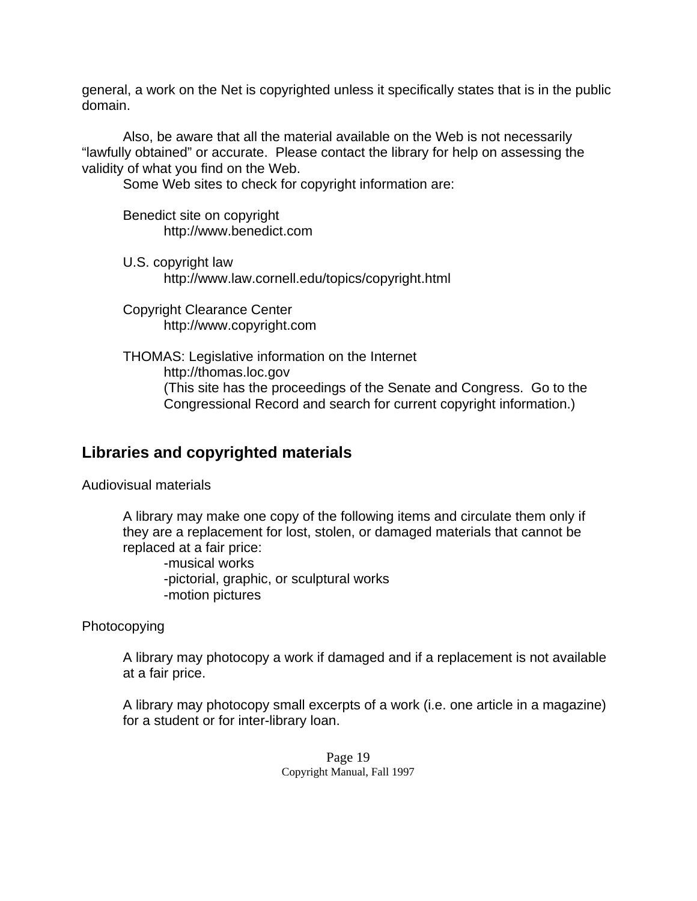general, a work on the Net is copyrighted unless it specifically states that is in the public domain.

Also, be aware that all the material available on the Web is not necessarily "lawfully obtained" or accurate. Please contact the library for help on assessing the validity of what you find on the Web.

Some Web sites to check for copyright information are:

Benedict site on copyright
http://www.benedict.com

U.S. copyright law
http://www.law.cornell.edu/topics/copyright.html

Copyright Clearance Center
http://www.copyright.com

THOMAS: Legislative information on the Internet
http://thomas.loc.gov
(This site has the proceedings of the Senate and Congress. Go to the Congressional Record and search for current copyright information.)

## Libraries and copyrighted materials

Audiovisual materials

A library may make one copy of the following items and circulate them only if they are a replacement for lost, stolen, or damaged materials that cannot be replaced at a fair price:

-musical works
-pictorial, graphic, or sculptural works
-motion pictures

Photocopying

A library may photocopy a work if damaged and if a replacement is not available at a fair price.

A library may photocopy small excerpts of a work (i.e. one article in a magazine) for a student or for inter-library loan.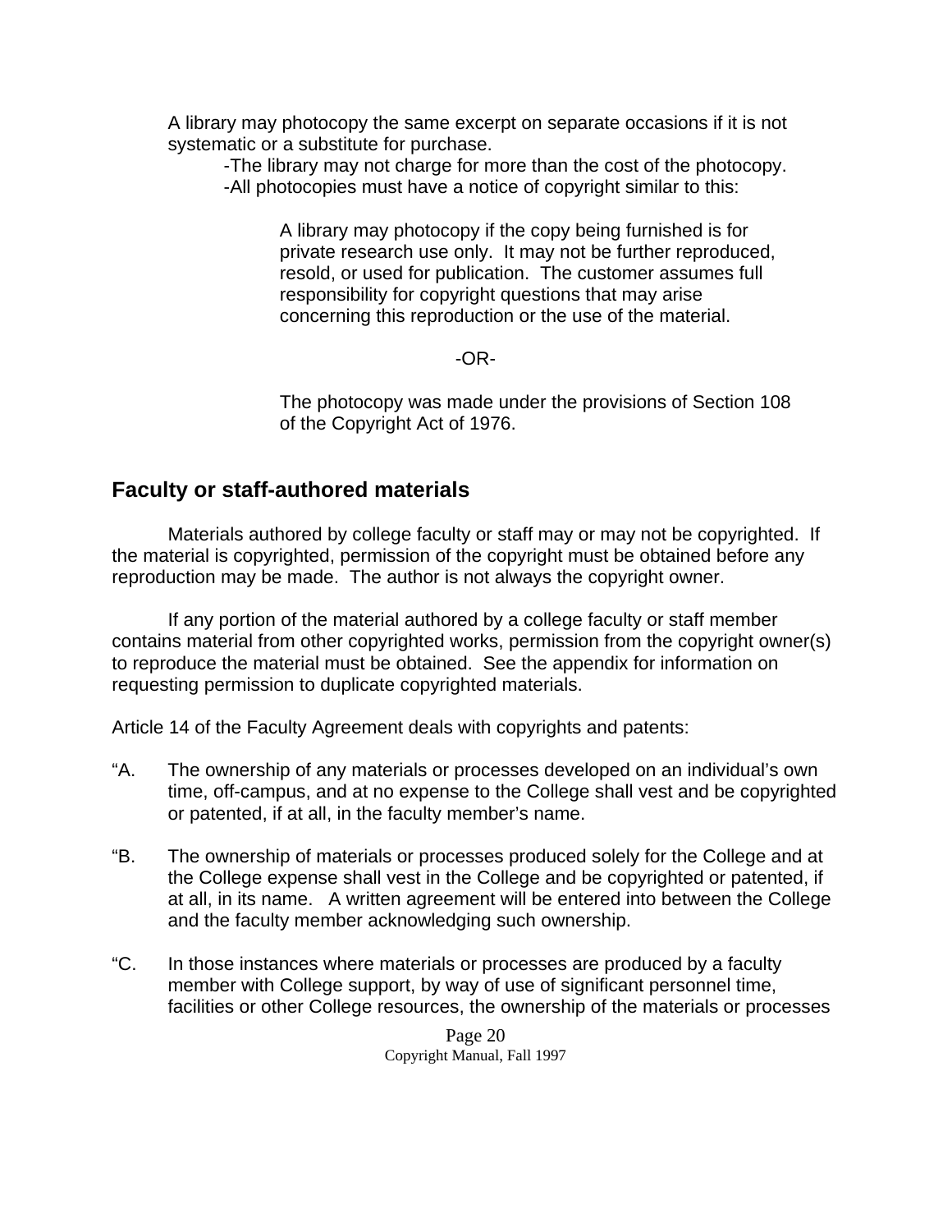A library may photocopy the same excerpt on separate occasions if it is not systematic or a substitute for purchase.

-The library may not charge for more than the cost of the photocopy.

-All photocopies must have a notice of copyright similar to this:

> A library may photocopy if the copy being furnished is for private research use only. It may not be further reproduced, resold, or used for publication. The customer assumes full responsibility for copyright questions that may arise concerning this reproduction or the use of the material.
>
> -OR-
>
> The photocopy was made under the provisions of Section 108 of the Copyright Act of 1976.

## Faculty or staff-authored materials

Materials authored by college faculty or staff may or may not be copyrighted. If the material is copyrighted, permission of the copyright must be obtained before any reproduction may be made. The author is not always the copyright owner.

If any portion of the material authored by a college faculty or staff member contains material from other copyrighted works, permission from the copyright owner(s) to reproduce the material must be obtained. See the appendix for information on requesting permission to duplicate copyrighted materials.

Article 14 of the Faculty Agreement deals with copyrights and patents:

"A. The ownership of any materials or processes developed on an individual's own time, off-campus, and at no expense to the College shall vest and be copyrighted or patented, if at all, in the faculty member's name.

"B. The ownership of materials or processes produced solely for the College and at the College expense shall vest in the College and be copyrighted or patented, if at all, in its name. A written agreement will be entered into between the College and the faculty member acknowledging such ownership.

"C. In those instances where materials or processes are produced by a faculty member with College support, by way of use of significant personnel time, facilities or other College resources, the ownership of the materials or processes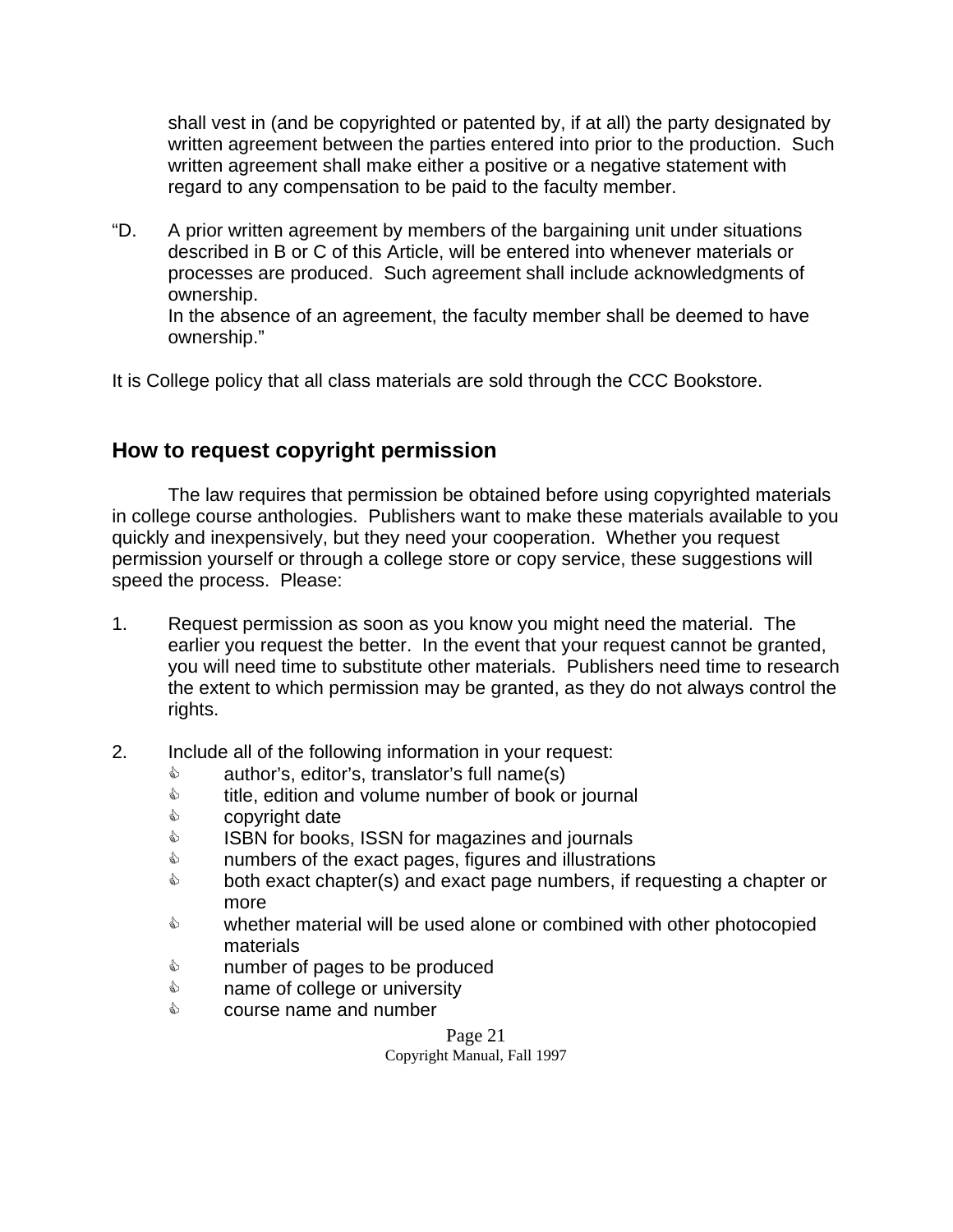shall vest in (and be copyrighted or patented by, if at all) the party designated by written agreement between the parties entered into prior to the production. Such written agreement shall make either a positive or a negative statement with regard to any compensation to be paid to the faculty member.

"D. A prior written agreement by members of the bargaining unit under situations described in B or C of this Article, will be entered into whenever materials or processes are produced. Such agreement shall include acknowledgments of ownership.
In the absence of an agreement, the faculty member shall be deemed to have ownership."

It is College policy that all class materials are sold through the CCC Bookstore.

## How to request copyright permission

The law requires that permission be obtained before using copyrighted materials in college course anthologies. Publishers want to make these materials available to you quickly and inexpensively, but they need your cooperation. Whether you request permission yourself or through a college store or copy service, these suggestions will speed the process. Please:

1. Request permission as soon as you know you might need the material. The earlier you request the better. In the event that your request cannot be granted, you will need time to substitute other materials. Publishers need time to research the extent to which permission may be granted, as they do not always control the rights.

2. Include all of the following information in your request:
   - author's, editor's, translator's full name(s)
   - title, edition and volume number of book or journal
   - copyright date
   - ISBN for books, ISSN for magazines and journals
   - numbers of the exact pages, figures and illustrations
   - both exact chapter(s) and exact page numbers, if requesting a chapter or more
   - whether material will be used alone or combined with other photocopied materials
   - number of pages to be produced
   - name of college or university
   - course name and number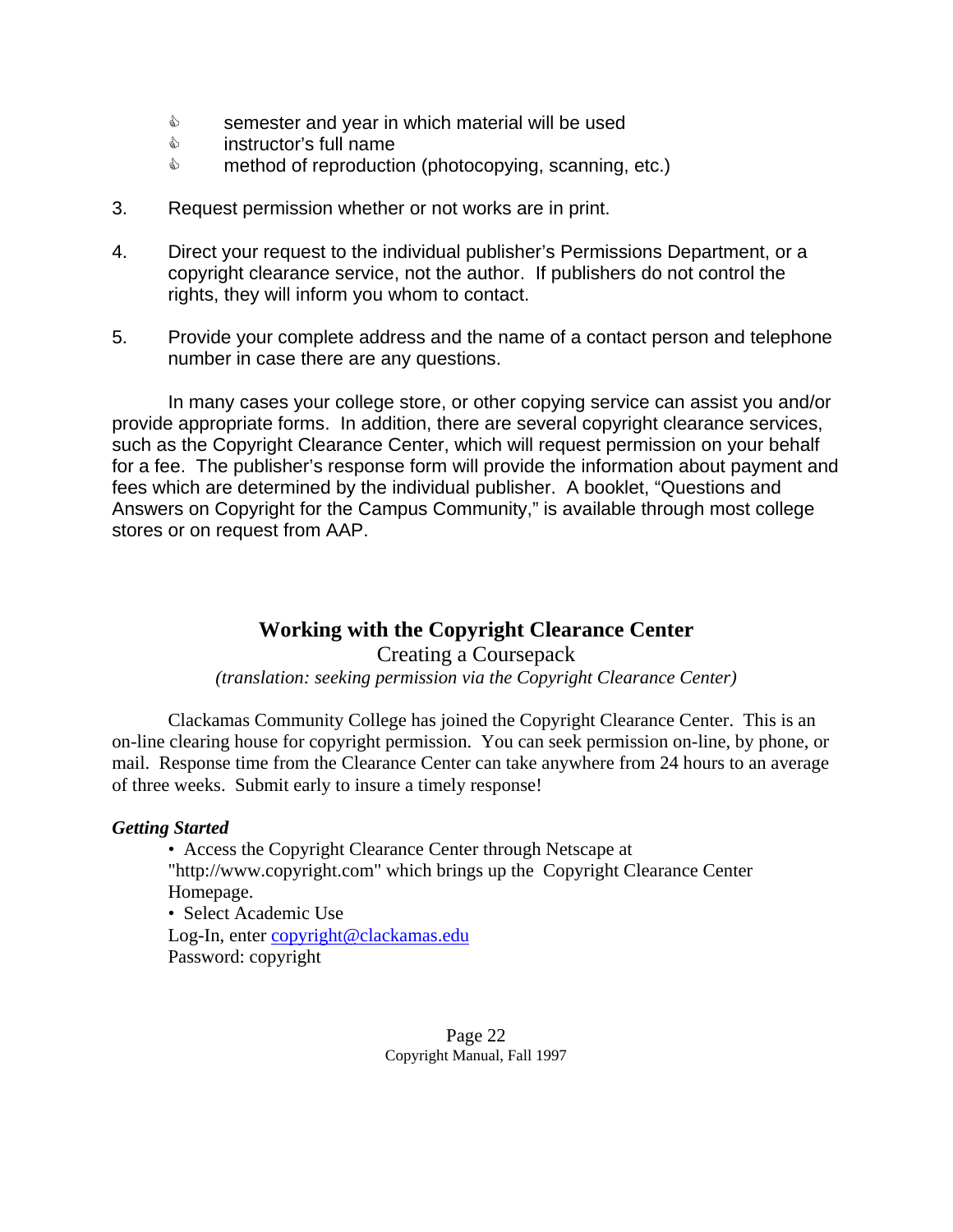- semester and year in which material will be used
- instructor's full name
- method of reproduction (photocopying, scanning, etc.)

3. Request permission whether or not works are in print.

4. Direct your request to the individual publisher's Permissions Department, or a copyright clearance service, not the author. If publishers do not control the rights, they will inform you whom to contact.

5. Provide your complete address and the name of a contact person and telephone number in case there are any questions.

In many cases your college store, or other copying service can assist you and/or provide appropriate forms. In addition, there are several copyright clearance services, such as the Copyright Clearance Center, which will request permission on your behalf for a fee. The publisher's response form will provide the information about payment and fees which are determined by the individual publisher. A booklet, "Questions and Answers on Copyright for the Campus Community," is available through most college stores or on request from AAP.

## Working with the Copyright Clearance Center

Creating a Coursepack

*(translation: seeking permission via the Copyright Clearance Center)*

Clackamas Community College has joined the Copyright Clearance Center. This is an on-line clearing house for copyright permission. You can seek permission on-line, by phone, or mail. Response time from the Clearance Center can take anywhere from 24 hours to an average of three weeks. Submit early to insure a timely response!

***Getting Started***

- Access the Copyright Clearance Center through Netscape at "http://www.copyright.com" which brings up the Copyright Clearance Center Homepage.
- Select Academic Use

Log-In, enter copyright@clackamas.edu
Password: copyright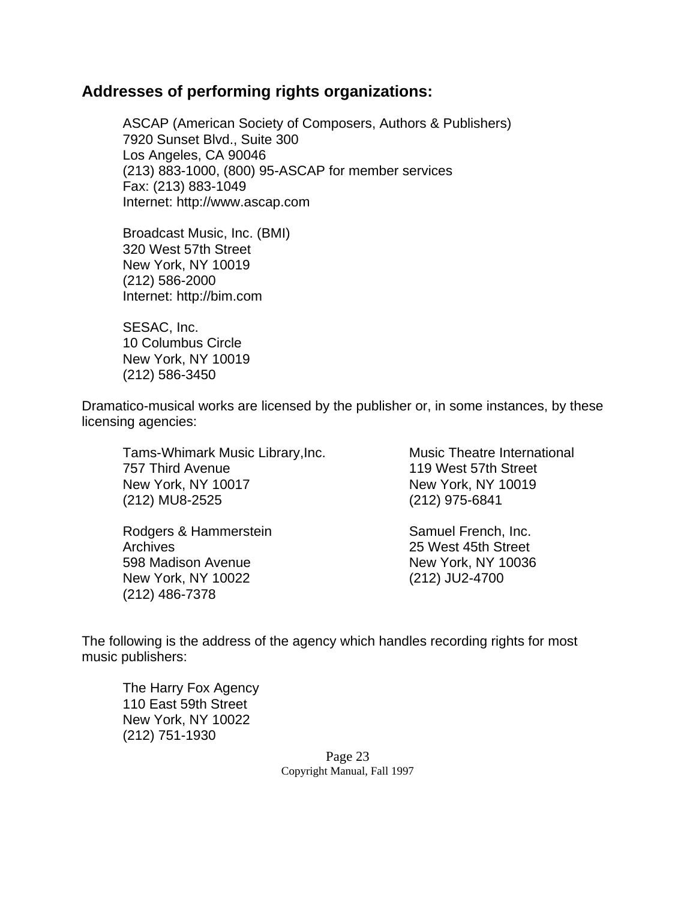## Addresses of performing rights organizations:

ASCAP (American Society of Composers, Authors & Publishers)
7920 Sunset Blvd., Suite 300
Los Angeles, CA 90046
(213) 883-1000, (800) 95-ASCAP for member services
Fax: (213) 883-1049
Internet: http://www.ascap.com

Broadcast Music, Inc. (BMI)
320 West 57th Street
New York, NY 10019
(212) 586-2000
Internet: http://bim.com

SESAC, Inc.
10 Columbus Circle
New York, NY 10019
(212) 586-3450

Dramatico-musical works are licensed by the publisher or, in some instances, by these licensing agencies:

Tams-Whimark Music Library,Inc.
757 Third Avenue
New York, NY 10017
(212) MU8-2525

Music Theatre International
119 West 57th Street
New York, NY 10019
(212) 975-6841

Rodgers & Hammerstein
Archives
598 Madison Avenue
New York, NY 10022
(212) 486-7378

Samuel French, Inc.
25 West 45th Street
New York, NY 10036
(212) JU2-4700

The following is the address of the agency which handles recording rights for most music publishers:

The Harry Fox Agency
110 East 59th Street
New York, NY 10022
(212) 751-1930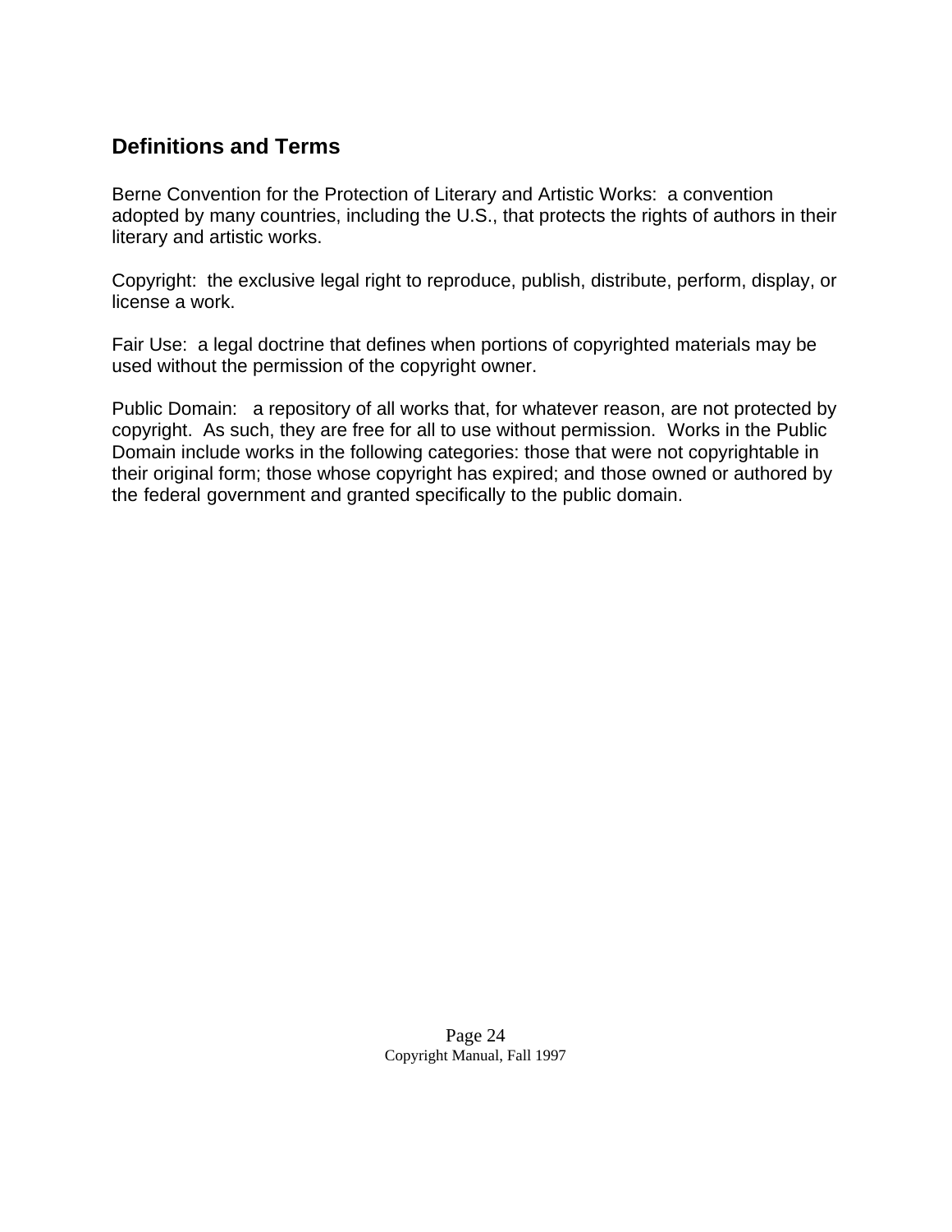## Definitions and Terms

Berne Convention for the Protection of Literary and Artistic Works: a convention adopted by many countries, including the U.S., that protects the rights of authors in their literary and artistic works.

Copyright: the exclusive legal right to reproduce, publish, distribute, perform, display, or license a work.

Fair Use: a legal doctrine that defines when portions of copyrighted materials may be used without the permission of the copyright owner.

Public Domain: a repository of all works that, for whatever reason, are not protected by copyright. As such, they are free for all to use without permission. Works in the Public Domain include works in the following categories: those that were not copyrightable in their original form; those whose copyright has expired; and those owned or authored by the federal government and granted specifically to the public domain.